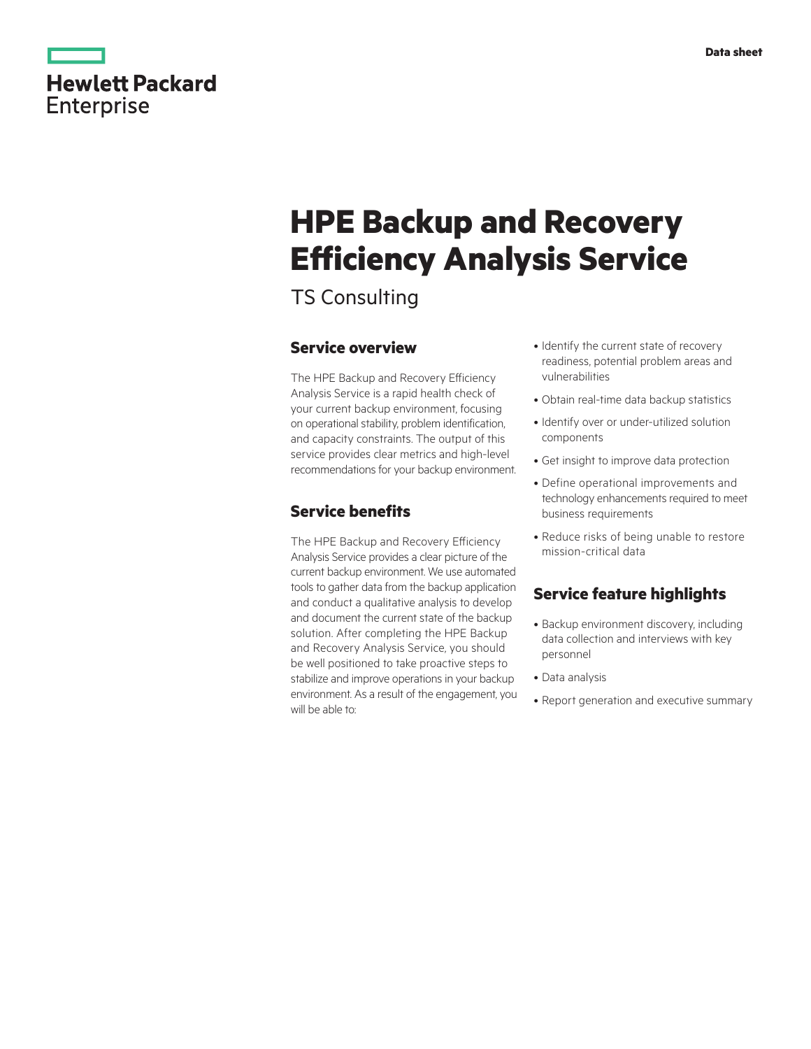Data sheet

# HPE Backup and Recovery Efficiency Analysis Service

TS Consulting

## Service overview

The HPE Backup and Recovery Efficiency Analysis Service is a rapid health check of your current backup environment, focusing on operational stability, problem identification, and capacity constraints. The output of this service provides clear metrics and high-level recommendations for your backup environment.

## Service benefits

The HPE Backup and Recovery Efficiency Analysis Service provides a clear picture of the current backup environment. We use automated tools to gather data from the backup application and conduct a qualitative analysis to develop and document the current state of the backup solution. After completing the HPE Backup and Recovery Analysis Service, you should be well positioned to take proactive steps to stabilize and improve operations in your backup environment. As a result of the engagement, you will be able to:

- Identify the current state of recovery readiness, potential problem areas and vulnerabilities
- Obtain real-time data backup statistics
- Identify over or under-utilized solution components
- Get insight to improve data protection
- Define operational improvements and technology enhancements required to meet business requirements
- Reduce risks of being unable to restore mission-critical data

## Service feature highlights

- Backup environment discovery, including data collection and interviews with key personnel
- Data analysis
- Report generation and executive summary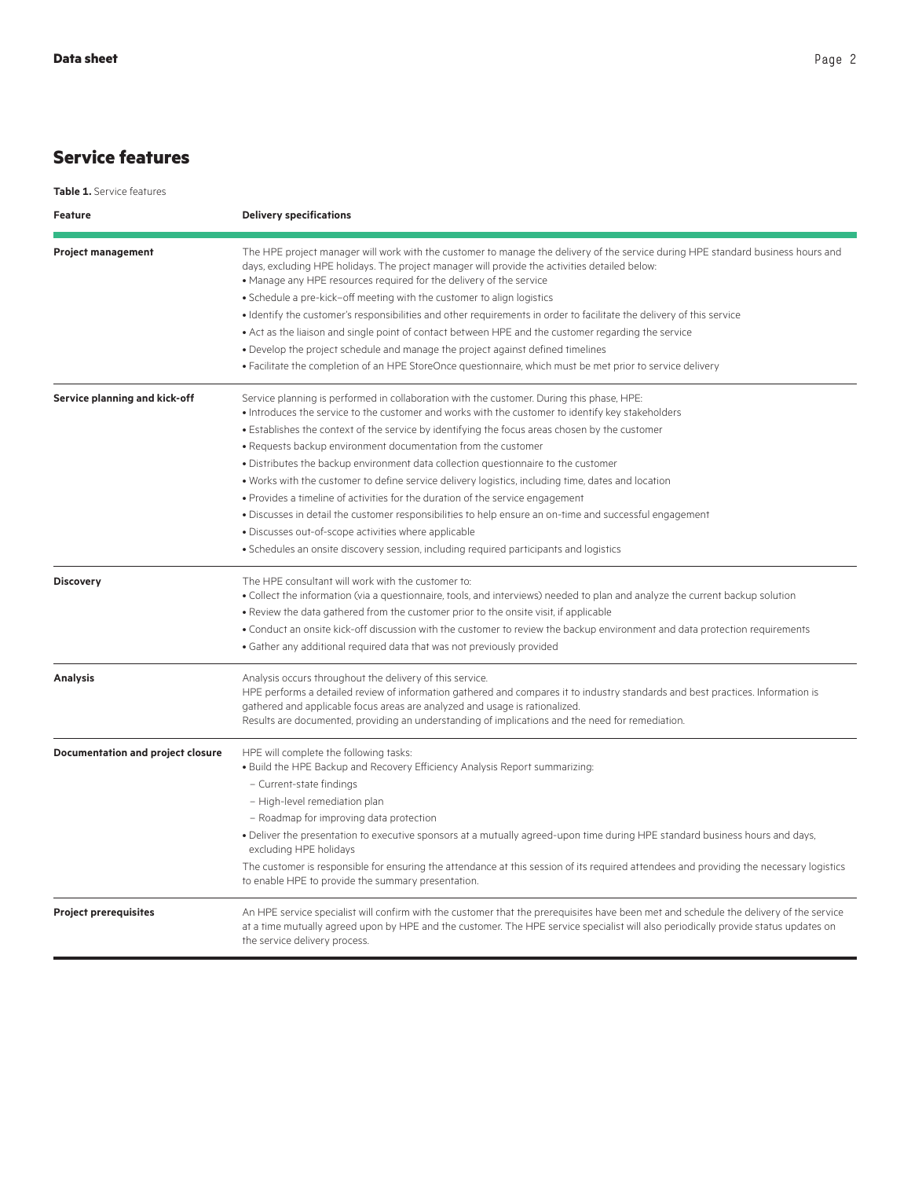## Service features

**Table 1.** Service features

| Feature | Delivery specifications |
| --- | --- |
| **Project management** | The HPE project manager will work with the customer to manage the delivery of the service during HPE standard business hours and days, excluding HPE holidays. The project manager will provide the activities detailed below:<br>• Manage any HPE resources required for the delivery of the service<br>• Schedule a pre-kick-off meeting with the customer to align logistics<br>• Identify the customer's responsibilities and other requirements in order to facilitate the delivery of this service<br>• Act as the liaison and single point of contact between HPE and the customer regarding the service<br>• Develop the project schedule and manage the project against defined timelines<br>• Facilitate the completion of an HPE StoreOnce questionnaire, which must be met prior to service delivery |
| **Service planning and kick-off** | Service planning is performed in collaboration with the customer. During this phase, HPE:<br>• Introduces the service to the customer and works with the customer to identify key stakeholders<br>• Establishes the context of the service by identifying the focus areas chosen by the customer<br>• Requests backup environment documentation from the customer<br>• Distributes the backup environment data collection questionnaire to the customer<br>• Works with the customer to define service delivery logistics, including time, dates and location<br>• Provides a timeline of activities for the duration of the service engagement<br>• Discusses in detail the customer responsibilities to help ensure an on-time and successful engagement<br>• Discusses out-of-scope activities where applicable<br>• Schedules an onsite discovery session, including required participants and logistics |
| **Discovery** | The HPE consultant will work with the customer to:<br>• Collect the information (via a questionnaire, tools, and interviews) needed to plan and analyze the current backup solution<br>• Review the data gathered from the customer prior to the onsite visit, if applicable<br>• Conduct an onsite kick-off discussion with the customer to review the backup environment and data protection requirements<br>• Gather any additional required data that was not previously provided |
| **Analysis** | Analysis occurs throughout the delivery of this service.<br>HPE performs a detailed review of information gathered and compares it to industry standards and best practices. Information is gathered and applicable focus areas are analyzed and usage is rationalized.<br>Results are documented, providing an understanding of implications and the need for remediation. |
| **Documentation and project closure** | HPE will complete the following tasks:<br>• Build the HPE Backup and Recovery Efficiency Analysis Report summarizing:<br>– Current-state findings<br>– High-level remediation plan<br>– Roadmap for improving data protection<br>• Deliver the presentation to executive sponsors at a mutually agreed-upon time during HPE standard business hours and days, excluding HPE holidays<br>The customer is responsible for ensuring the attendance at this session of its required attendees and providing the necessary logistics to enable HPE to provide the summary presentation. |
| **Project prerequisites** | An HPE service specialist will confirm with the customer that the prerequisites have been met and schedule the delivery of the service at a time mutually agreed upon by HPE and the customer. The HPE service specialist will also periodically provide status updates on the service delivery process. |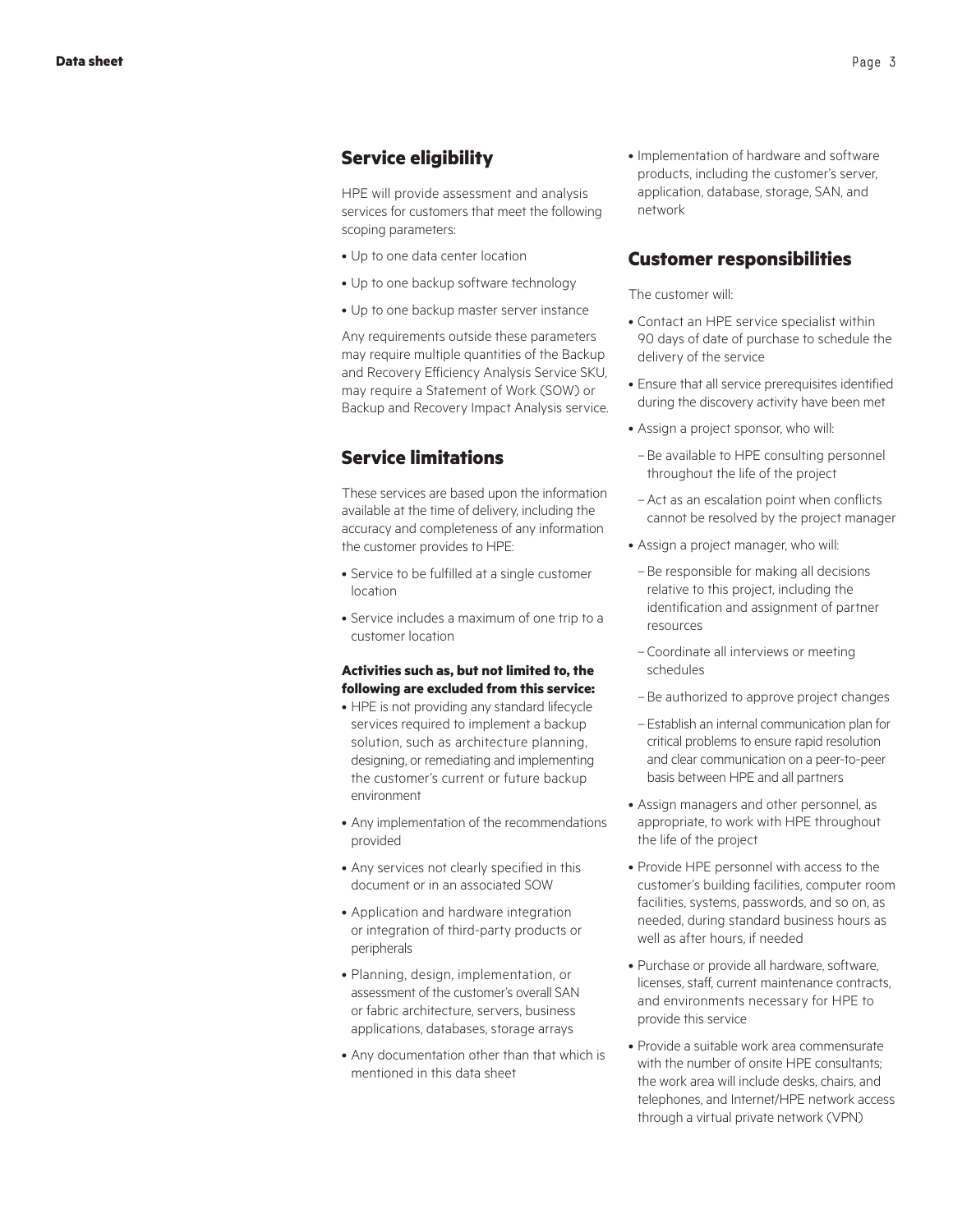## Service eligibility

HPE will provide assessment and analysis services for customers that meet the following scoping parameters:

- Up to one data center location
- Up to one backup software technology
- Up to one backup master server instance

Any requirements outside these parameters may require multiple quantities of the Backup and Recovery Efficiency Analysis Service SKU, may require a Statement of Work (SOW) or Backup and Recovery Impact Analysis service.

## Service limitations

These services are based upon the information available at the time of delivery, including the accuracy and completeness of any information the customer provides to HPE:

- Service to be fulfilled at a single customer location
- Service includes a maximum of one trip to a customer location

**Activities such as, but not limited to, the following are excluded from this service:**

- HPE is not providing any standard lifecycle services required to implement a backup solution, such as architecture planning, designing, or remediating and implementing the customer's current or future backup environment
- Any implementation of the recommendations provided
- Any services not clearly specified in this document or in an associated SOW
- Application and hardware integration or integration of third-party products or peripherals
- Planning, design, implementation, or assessment of the customer's overall SAN or fabric architecture, servers, business applications, databases, storage arrays
- Any documentation other than that which is mentioned in this data sheet
- Implementation of hardware and software products, including the customer's server, application, database, storage, SAN, and network

## Customer responsibilities

The customer will:

- Contact an HPE service specialist within 90 days of date of purchase to schedule the delivery of the service
- Ensure that all service prerequisites identified during the discovery activity have been met
- Assign a project sponsor, who will:
  - Be available to HPE consulting personnel throughout the life of the project
  - Act as an escalation point when conflicts cannot be resolved by the project manager
- Assign a project manager, who will:
  - Be responsible for making all decisions relative to this project, including the identification and assignment of partner resources
  - Coordinate all interviews or meeting schedules
  - Be authorized to approve project changes
  - Establish an internal communication plan for critical problems to ensure rapid resolution and clear communication on a peer-to-peer basis between HPE and all partners
- Assign managers and other personnel, as appropriate, to work with HPE throughout the life of the project
- Provide HPE personnel with access to the customer's building facilities, computer room facilities, systems, passwords, and so on, as needed, during standard business hours as well as after hours, if needed
- Purchase or provide all hardware, software, licenses, staff, current maintenance contracts, and environments necessary for HPE to provide this service
- Provide a suitable work area commensurate with the number of onsite HPE consultants; the work area will include desks, chairs, and telephones, and Internet/HPE network access through a virtual private network (VPN)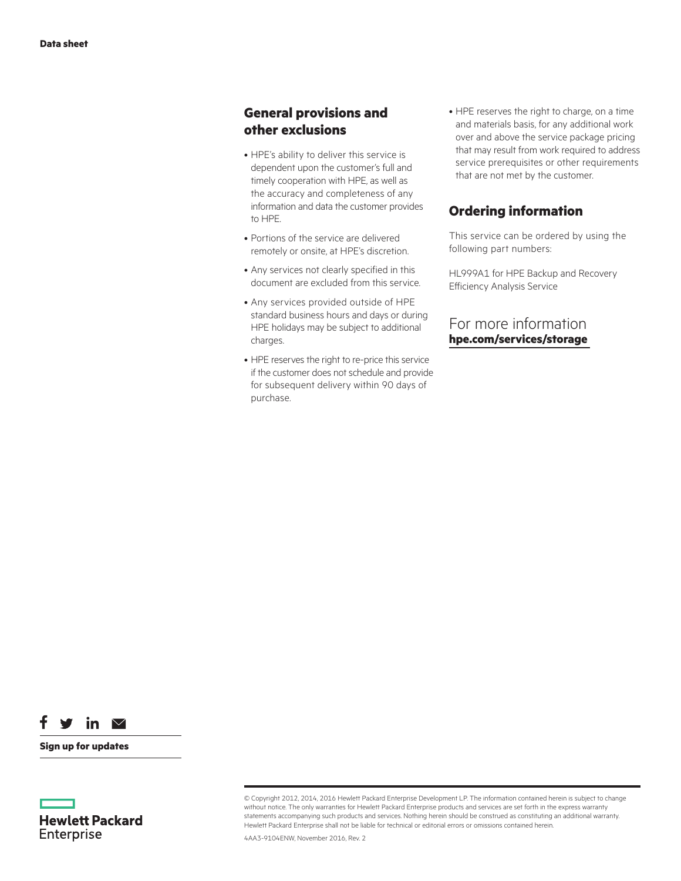## General provisions and other exclusions

- HPE's ability to deliver this service is dependent upon the customer's full and timely cooperation with HPE, as well as the accuracy and completeness of any information and data the customer provides to HPE.
- Portions of the service are delivered remotely or onsite, at HPE's discretion.
- Any services not clearly specified in this document are excluded from this service.
- Any services provided outside of HPE standard business hours and days or during HPE holidays may be subject to additional charges.
- HPE reserves the right to re-price this service if the customer does not schedule and provide for subsequent delivery within 90 days of purchase.
- HPE reserves the right to charge, on a time and materials basis, for any additional work over and above the service package pricing that may result from work required to address service prerequisites or other requirements that are not met by the customer.

## Ordering information

This service can be ordered by using the following part numbers:

HL999A1 for HPE Backup and Recovery Efficiency Analysis Service

## For more information

**hpe.com/services/storage**

**Sign up for updates**

© Copyright 2012, 2014, 2016 Hewlett Packard Enterprise Development LP. The information contained herein is subject to change without notice. The only warranties for Hewlett Packard Enterprise products and services are set forth in the express warranty statements accompanying such products and services. Nothing herein should be construed as constituting an additional warranty. Hewlett Packard Enterprise shall not be liable for technical or editorial errors or omissions contained herein.

4AA3-9104ENW, November 2016, Rev. 2